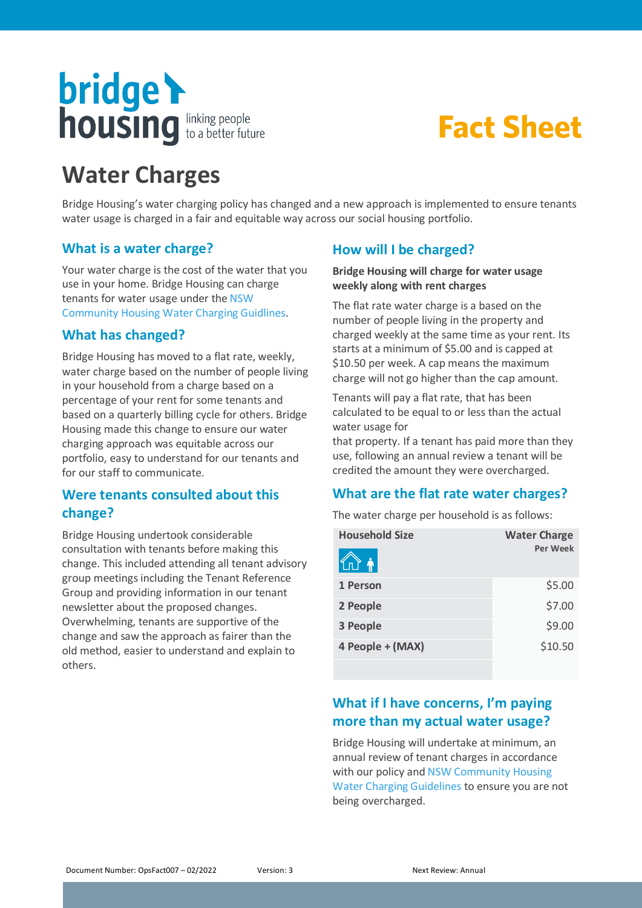bridge housing linking people to a better future

**Fact Sheet**

# Water Charges

Bridge Housing's water charging policy has changed and a new approach is implemented to ensure tenants water usage is charged in a fair and equitable way across our social housing portfolio.

## What is a water charge?

Your water charge is the cost of the water that you use in your home. Bridge Housing can charge tenants for water usage under the NSW Community Housing Water Charging Guidlines.

## What has changed?

Bridge Housing has moved to a flat rate, weekly, water charge based on the number of people living in your household from a charge based on a percentage of your rent for some tenants and based on a quarterly billing cycle for others. Bridge Housing made this change to ensure our water charging approach was equitable across our portfolio, easy to understand for our tenants and for our staff to communicate.

## Were tenants consulted about this change?

Bridge Housing undertook considerable consultation with tenants before making this change. This included attending all tenant advisory group meetings including the Tenant Reference Group and providing information in our tenant newsletter about the proposed changes. Overwhelming, tenants are supportive of the change and saw the approach as fairer than the old method, easier to understand and explain to others.

## How will I be charged?

**Bridge Housing will charge for water usage weekly along with rent charges**

The flat rate water charge is a based on the number of people living in the property and charged weekly at the same time as your rent. Its starts at a minimum of $5.00 and is capped at $10.50 per week. A cap means the maximum charge will not go higher than the cap amount.

Tenants will pay a flat rate, that has been calculated to be equal to or less than the actual water usage for that property. If a tenant has paid more than they use, following an annual review a tenant will be credited the amount they were overcharged.

## What are the flat rate water charges?

The water charge per household is as follows:

| Household Size | Water Charge Per Week |
|---|---|
| 1 Person | $5.00 |
| 2 People | $7.00 |
| 3 People | $9.00 |
| 4 People + (MAX) | $10.50 |

## What if I have concerns, I'm paying more than my actual water usage?

Bridge Housing will undertake at minimum, an annual review of tenant charges in accordance with our policy and NSW Community Housing Water Charging Guidelines to ensure you are not being overcharged.

Document Number: OpsFact007 – 02/2022 Version: 3 Next Review: Annual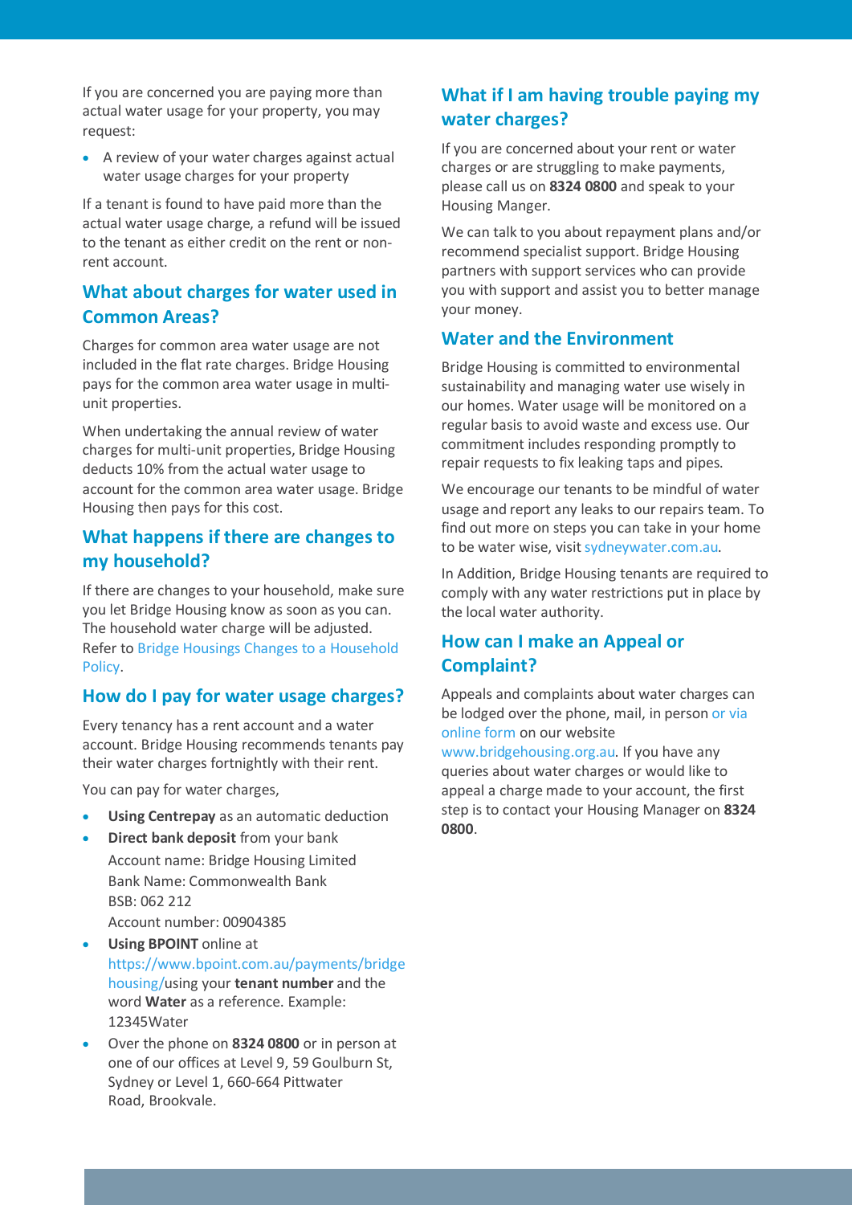If you are concerned you are paying more than actual water usage for your property, you may request:

- A review of your water charges against actual water usage charges for your property

If a tenant is found to have paid more than the actual water usage charge, a refund will be issued to the tenant as either credit on the rent or non-rent account.

## What about charges for water used in Common Areas?

Charges for common area water usage are not included in the flat rate charges. Bridge Housing pays for the common area water usage in multi-unit properties.

When undertaking the annual review of water charges for multi-unit properties, Bridge Housing deducts 10% from the actual water usage to account for the common area water usage. Bridge Housing then pays for this cost.

## What happens if there are changes to my household?

If there are changes to your household, make sure you let Bridge Housing know as soon as you can. The household water charge will be adjusted. Refer to Bridge Housings Changes to a Household Policy.

## How do I pay for water usage charges?

Every tenancy has a rent account and a water account. Bridge Housing recommends tenants pay their water charges fortnightly with their rent.

You can pay for water charges,

- **Using Centrepay** as an automatic deduction
- **Direct bank deposit** from your bank
  Account name: Bridge Housing Limited
  Bank Name: Commonwealth Bank
  BSB: 062 212
  Account number: 00904385
- **Using BPOINT** online at https://www.bpoint.com.au/payments/bridgehousing/using your **tenant number** and the word **Water** as a reference. Example: 12345Water
- Over the phone on **8324 0800** or in person at one of our offices at Level 9, 59 Goulburn St, Sydney or Level 1, 660-664 Pittwater Road, Brookvale.

## What if I am having trouble paying my water charges?

If you are concerned about your rent or water charges or are struggling to make payments, please call us on **8324 0800** and speak to your Housing Manger.

We can talk to you about repayment plans and/or recommend specialist support. Bridge Housing partners with support services who can provide you with support and assist you to better manage your money.

## Water and the Environment

Bridge Housing is committed to environmental sustainability and managing water use wisely in our homes. Water usage will be monitored on a regular basis to avoid waste and excess use. Our commitment includes responding promptly to repair requests to fix leaking taps and pipes.

We encourage our tenants to be mindful of water usage and report any leaks to our repairs team. To find out more on steps you can take in your home to be water wise, visit sydneywater.com.au.

In Addition, Bridge Housing tenants are required to comply with any water restrictions put in place by the local water authority.

## How can I make an Appeal or Complaint?

Appeals and complaints about water charges can be lodged over the phone, mail, in person or via online form on our website www.bridgehousing.org.au. If you have any queries about water charges or would like to appeal a charge made to your account, the first step is to contact your Housing Manager on **8324 0800**.